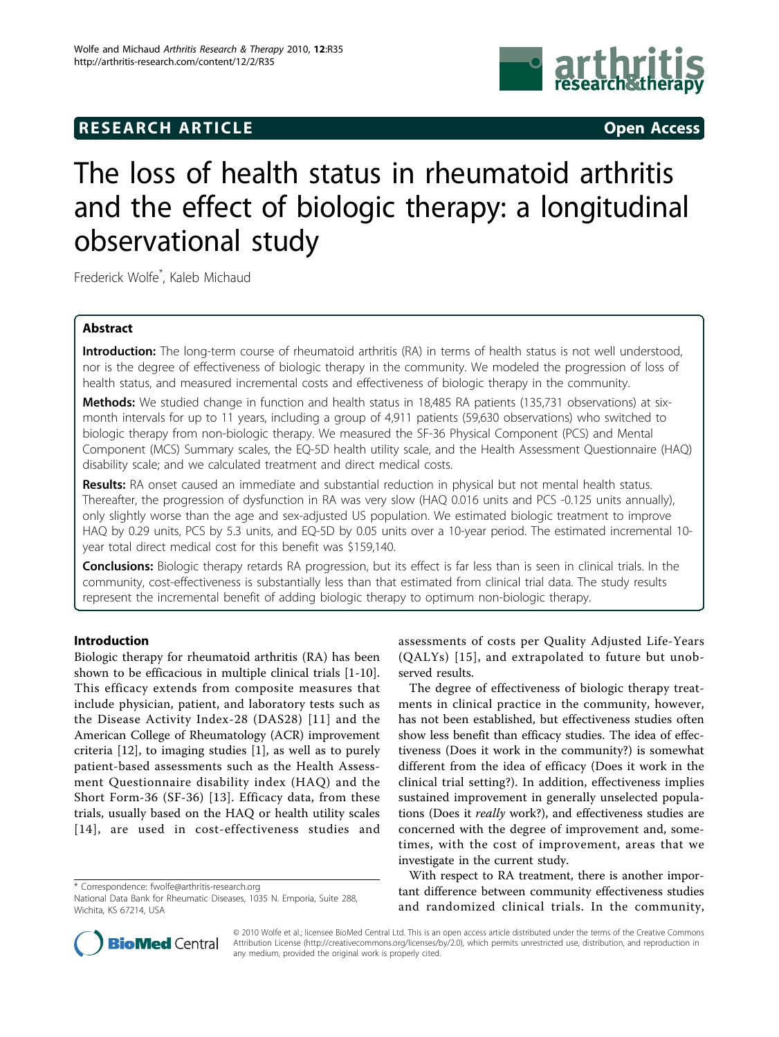## RESEARCH ARTICLE

Open Access

# The loss of health status in rheumatoid arthritis and the effect of biologic therapy: a longitudinal observational study

Frederick Wolfe*, Kaleb Michaud

## Abstract

**Introduction:** The long-term course of rheumatoid arthritis (RA) in terms of health status is not well understood, nor is the degree of effectiveness of biologic therapy in the community. We modeled the progression of loss of health status, and measured incremental costs and effectiveness of biologic therapy in the community.

**Methods:** We studied change in function and health status in 18,485 RA patients (135,731 observations) at six-month intervals for up to 11 years, including a group of 4,911 patients (59,630 observations) who switched to biologic therapy from non-biologic therapy. We measured the SF-36 Physical Component (PCS) and Mental Component (MCS) Summary scales, the EQ-5D health utility scale, and the Health Assessment Questionnaire (HAQ) disability scale; and we calculated treatment and direct medical costs.

**Results:** RA onset caused an immediate and substantial reduction in physical but not mental health status. Thereafter, the progression of dysfunction in RA was very slow (HAQ 0.016 units and PCS -0.125 units annually), only slightly worse than the age and sex-adjusted US population. We estimated biologic treatment to improve HAQ by 0.29 units, PCS by 5.3 units, and EQ-5D by 0.05 units over a 10-year period. The estimated incremental 10-year total direct medical cost for this benefit was $159,140.

**Conclusions:** Biologic therapy retards RA progression, but its effect is far less than is seen in clinical trials. In the community, cost-effectiveness is substantially less than that estimated from clinical trial data. The study results represent the incremental benefit of adding biologic therapy to optimum non-biologic therapy.

## Introduction

Biologic therapy for rheumatoid arthritis (RA) has been shown to be efficacious in multiple clinical trials [1-10]. This efficacy extends from composite measures that include physician, patient, and laboratory tests such as the Disease Activity Index-28 (DAS28) [11] and the American College of Rheumatology (ACR) improvement criteria [12], to imaging studies [1], as well as to purely patient-based assessments such as the Health Assessment Questionnaire disability index (HAQ) and the Short Form-36 (SF-36) [13]. Efficacy data, from these trials, usually based on the HAQ or health utility scales [14], are used in cost-effectiveness studies and assessments of costs per Quality Adjusted Life-Years (QALYs) [15], and extrapolated to future but unobserved results.

The degree of effectiveness of biologic therapy treatments in clinical practice in the community, however, has not been established, but effectiveness studies often show less benefit than efficacy studies. The idea of effectiveness (Does it work in the community?) is somewhat different from the idea of efficacy (Does it work in the clinical trial setting?). In addition, effectiveness implies sustained improvement in generally unselected populations (Does it *really* work?), and effectiveness studies are concerned with the degree of improvement and, sometimes, with the cost of improvement, areas that we investigate in the current study.

With respect to RA treatment, there is another important difference between community effectiveness studies and randomized clinical trials. In the community,

\* Correspondence: fwolfe@arthritis-research.org
National Data Bank for Rheumatic Diseases, 1035 N. Emporia, Suite 288, Wichita, KS 67214, USA

© 2010 Wolfe et al.; licensee BioMed Central Ltd. This is an open access article distributed under the terms of the Creative Commons Attribution License (http://creativecommons.org/licenses/by/2.0), which permits unrestricted use, distribution, and reproduction in any medium, provided the original work is properly cited.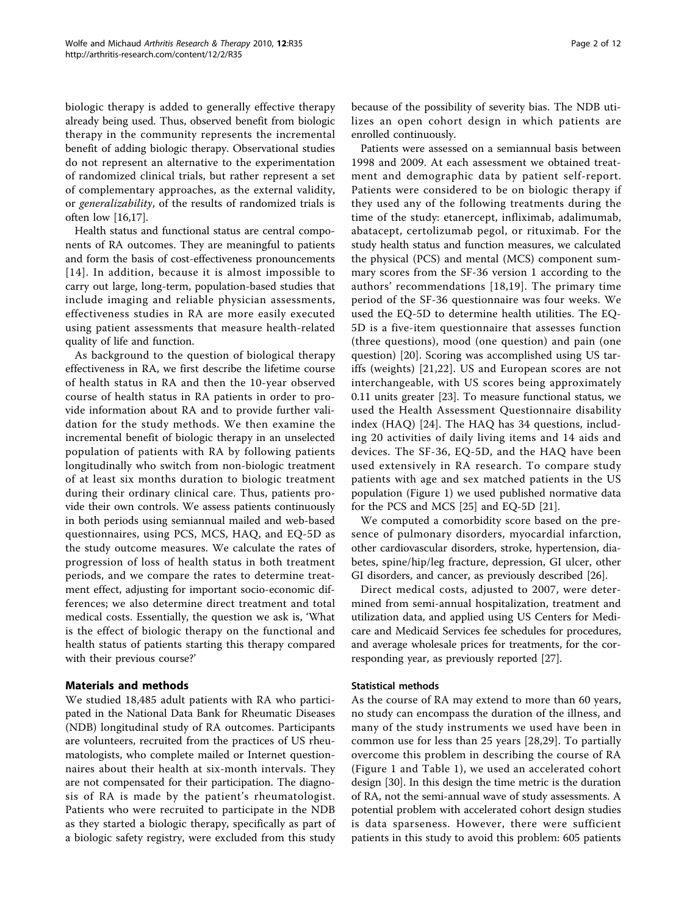biologic therapy is added to generally effective therapy already being used. Thus, observed benefit from biologic therapy in the community represents the incremental benefit of adding biologic therapy. Observational studies do not represent an alternative to the experimentation of randomized clinical trials, but rather represent a set of complementary approaches, as the external validity, or *generalizability*, of the results of randomized trials is often low [16,17].

Health status and functional status are central components of RA outcomes. They are meaningful to patients and form the basis of cost-effectiveness pronouncements [14]. In addition, because it is almost impossible to carry out large, long-term, population-based studies that include imaging and reliable physician assessments, effectiveness studies in RA are more easily executed using patient assessments that measure health-related quality of life and function.

As background to the question of biological therapy effectiveness in RA, we first describe the lifetime course of health status in RA and then the 10-year observed course of health status in RA patients in order to provide information about RA and to provide further validation for the study methods. We then examine the incremental benefit of biologic therapy in an unselected population of patients with RA by following patients longitudinally who switch from non-biologic treatment of at least six months duration to biologic treatment during their ordinary clinical care. Thus, patients provide their own controls. We assess patients continuously in both periods using semiannual mailed and web-based questionnaires, using PCS, MCS, HAQ, and EQ-5D as the study outcome measures. We calculate the rates of progression of loss of health status in both treatment periods, and we compare the rates to determine treatment effect, adjusting for important socio-economic differences; we also determine direct treatment and total medical costs. Essentially, the question we ask is, 'What is the effect of biologic therapy on the functional and health status of patients starting this therapy compared with their previous course?'

## Materials and methods

We studied 18,485 adult patients with RA who participated in the National Data Bank for Rheumatic Diseases (NDB) longitudinal study of RA outcomes. Participants are volunteers, recruited from the practices of US rheumatologists, who complete mailed or Internet questionnaires about their health at six-month intervals. They are not compensated for their participation. The diagnosis of RA is made by the patient's rheumatologist. Patients who were recruited to participate in the NDB as they started a biologic therapy, specifically as part of a biologic safety registry, were excluded from this study because of the possibility of severity bias. The NDB utilizes an open cohort design in which patients are enrolled continuously.

Patients were assessed on a semiannual basis between 1998 and 2009. At each assessment we obtained treatment and demographic data by patient self-report. Patients were considered to be on biologic therapy if they used any of the following treatments during the time of the study: etanercept, infliximab, adalimumab, abatacept, certolizumab pegol, or rituximab. For the study health status and function measures, we calculated the physical (PCS) and mental (MCS) component summary scores from the SF-36 version 1 according to the authors' recommendations [18,19]. The primary time period of the SF-36 questionnaire was four weeks. We used the EQ-5D to determine health utilities. The EQ-5D is a five-item questionnaire that assesses function (three questions), mood (one question) and pain (one question) [20]. Scoring was accomplished using US tariffs (weights) [21,22]. US and European scores are not interchangeable, with US scores being approximately 0.11 units greater [23]. To measure functional status, we used the Health Assessment Questionnaire disability index (HAQ) [24]. The HAQ has 34 questions, including 20 activities of daily living items and 14 aids and devices. The SF-36, EQ-5D, and the HAQ have been used extensively in RA research. To compare study patients with age and sex matched patients in the US population (Figure 1) we used published normative data for the PCS and MCS [25] and EQ-5D [21].

We computed a comorbidity score based on the presence of pulmonary disorders, myocardial infarction, other cardiovascular disorders, stroke, hypertension, diabetes, spine/hip/leg fracture, depression, GI ulcer, other GI disorders, and cancer, as previously described [26].

Direct medical costs, adjusted to 2007, were determined from semi-annual hospitalization, treatment and utilization data, and applied using US Centers for Medicare and Medicaid Services fee schedules for procedures, and average wholesale prices for treatments, for the corresponding year, as previously reported [27].

### Statistical methods

As the course of RA may extend to more than 60 years, no study can encompass the duration of the illness, and many of the study instruments we used have been in common use for less than 25 years [28,29]. To partially overcome this problem in describing the course of RA (Figure 1 and Table 1), we used an accelerated cohort design [30]. In this design the time metric is the duration of RA, not the semi-annual wave of study assessments. A potential problem with accelerated cohort design studies is data sparseness. However, there were sufficient patients in this study to avoid this problem: 605 patients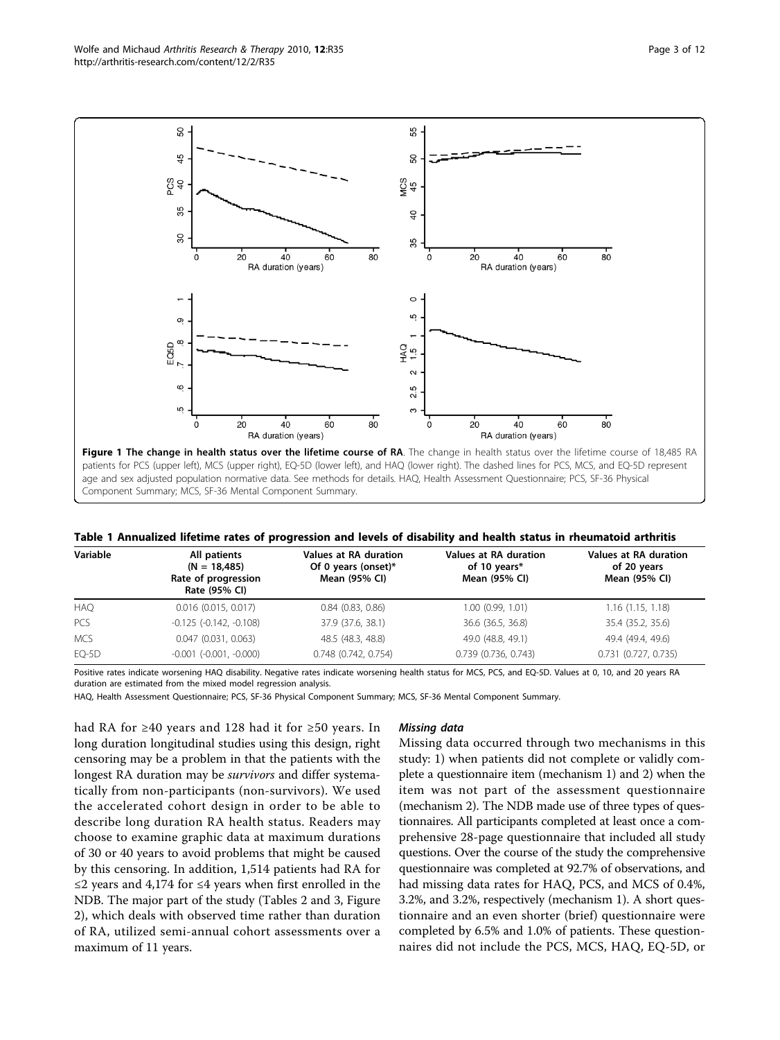**Figure 1 The change in health status over the lifetime course of RA**. The change in health status over the lifetime course of 18,485 RA patients for PCS (upper left), MCS (upper right), EQ-5D (lower left), and HAQ (lower right). The dashed lines for PCS, MCS, and EQ-5D represent age and sex adjusted population normative data. See methods for details. HAQ, Health Assessment Questionnaire; PCS, SF-36 Physical Component Summary; MCS, SF-36 Mental Component Summary.

**Table 1 Annualized lifetime rates of progression and levels of disability and health status in rheumatoid arthritis**

| Variable | All patients (N = 18,485) Rate of progression Rate (95% CI) | Values at RA duration Of 0 years (onset)* Mean (95% CI) | Values at RA duration of 10 years* Mean (95% CI) | Values at RA duration of 20 years Mean (95% CI) |
|---|---|---|---|---|
| HAQ | 0.016 (0.015, 0.017) | 0.84 (0.83, 0.86) | 1.00 (0.99, 1.01) | 1.16 (1.15, 1.18) |
| PCS | -0.125 (-0.142, -0.108) | 37.9 (37.6, 38.1) | 36.6 (36.5, 36.8) | 35.4 (35.2, 35.6) |
| MCS | 0.047 (0.031, 0.063) | 48.5 (48.3, 48.8) | 49.0 (48.8, 49.1) | 49.4 (49.4, 49.6) |
| EQ-5D | -0.001 (-0.001, -0.000) | 0.748 (0.742, 0.754) | 0.739 (0.736, 0.743) | 0.731 (0.727, 0.735) |

Positive rates indicate worsening HAQ disability. Negative rates indicate worsening health status for MCS, PCS, and EQ-5D. Values at 0, 10, and 20 years RA duration are estimated from the mixed model regression analysis.

HAQ, Health Assessment Questionnaire; PCS, SF-36 Physical Component Summary; MCS, SF-36 Mental Component Summary.

had RA for ≥40 years and 128 had it for ≥50 years. In long duration longitudinal studies using this design, right censoring may be a problem in that the patients with the longest RA duration may be *survivors* and differ systematically from non-participants (non-survivors). We used the accelerated cohort design in order to be able to describe long duration RA health status. Readers may choose to examine graphic data at maximum durations of 30 or 40 years to avoid problems that might be caused by this censoring. In addition, 1,514 patients had RA for ≤2 years and 4,174 for ≤4 years when first enrolled in the NDB. The major part of the study (Tables 2 and 3, Figure 2), which deals with observed time rather than duration of RA, utilized semi-annual cohort assessments over a maximum of 11 years.

#### Missing data

Missing data occurred through two mechanisms in this study: 1) when patients did not complete or validly complete a questionnaire item (mechanism 1) and 2) when the item was not part of the assessment questionnaire (mechanism 2). The NDB made use of three types of questionnaires. All participants completed at least once a comprehensive 28-page questionnaire that included all study questions. Over the course of the study the comprehensive questionnaire was completed at 92.7% of observations, and had missing data rates for HAQ, PCS, and MCS of 0.4%, 3.2%, and 3.2%, respectively (mechanism 1). A short questionnaire and an even shorter (brief) questionnaire were completed by 6.5% and 1.0% of patients. These questionnaires did not include the PCS, MCS, HAQ, EQ-5D, or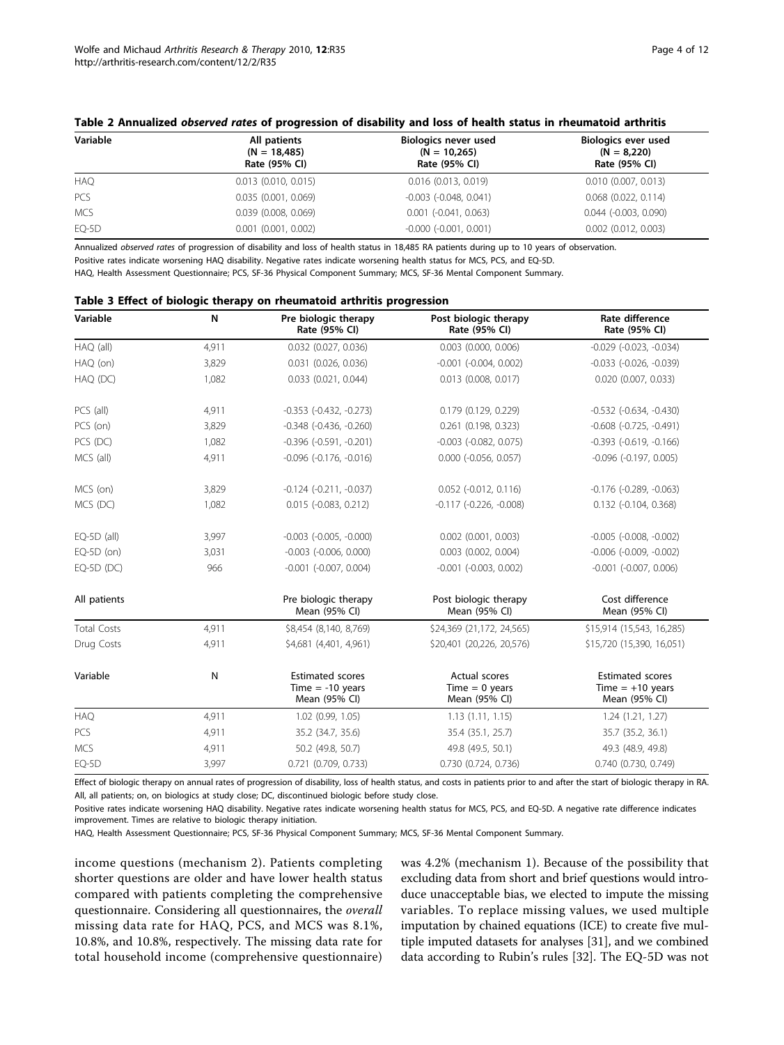**Table 2 Annualized *observed rates* of progression of disability and loss of health status in rheumatoid arthritis**

| Variable | All patients (N = 18,485) Rate (95% CI) | Biologics never used (N = 10,265) Rate (95% CI) | Biologics ever used (N = 8,220) Rate (95% CI) |
|---|---|---|---|
| HAQ | 0.013 (0.010, 0.015) | 0.016 (0.013, 0.019) | 0.010 (0.007, 0.013) |
| PCS | 0.035 (0.001, 0.069) | -0.003 (-0.048, 0.041) | 0.068 (0.022, 0.114) |
| MCS | 0.039 (0.008, 0.069) | 0.001 (-0.041, 0.063) | 0.044 (-0.003, 0.090) |
| EQ-5D | 0.001 (0.001, 0.002) | -0.000 (-0.001, 0.001) | 0.002 (0.012, 0.003) |

Annualized *observed rates* of progression of disability and loss of health status in 18,485 RA patients during up to 10 years of observation.

Positive rates indicate worsening HAQ disability. Negative rates indicate worsening health status for MCS, PCS, and EQ-5D.

HAQ, Health Assessment Questionnaire; PCS, SF-36 Physical Component Summary; MCS, SF-36 Mental Component Summary.

**Table 3 Effect of biologic therapy on rheumatoid arthritis progression**

| Variable | N | Pre biologic therapy Rate (95% CI) | Post biologic therapy Rate (95% CI) | Rate difference Rate (95% CI) |
|---|---|---|---|---|
| HAQ (all) | 4,911 | 0.032 (0.027, 0.036) | 0.003 (0.000, 0.006) | -0.029 (-0.023, -0.034) |
| HAQ (on) | 3,829 | 0.031 (0.026, 0.036) | -0.001 (-0.004, 0.002) | -0.033 (-0.026, -0.039) |
| HAQ (DC) | 1,082 | 0.033 (0.021, 0.044) | 0.013 (0.008, 0.017) | 0.020 (0.007, 0.033) |
| PCS (all) | 4,911 | -0.353 (-0.432, -0.273) | 0.179 (0.129, 0.229) | -0.532 (-0.634, -0.430) |
| PCS (on) | 3,829 | -0.348 (-0.436, -0.260) | 0.261 (0.198, 0.323) | -0.608 (-0.725, -0.491) |
| PCS (DC) | 1,082 | -0.396 (-0.591, -0.201) | -0.003 (-0.082, 0.075) | -0.393 (-0.619, -0.166) |
| MCS (all) | 4,911 | -0.096 (-0.176, -0.016) | 0.000 (-0.056, 0.057) | -0.096 (-0.197, 0.005) |
| MCS (on) | 3,829 | -0.124 (-0.211, -0.037) | 0.052 (-0.012, 0.116) | -0.176 (-0.289, -0.063) |
| MCS (DC) | 1,082 | 0.015 (-0.083, 0.212) | -0.117 (-0.226, -0.008) | 0.132 (-0.104, 0.368) |
| EQ-5D (all) | 3,997 | -0.003 (-0.005, -0.000) | 0.002 (0.001, 0.003) | -0.005 (-0.008, -0.002) |
| EQ-5D (on) | 3,031 | -0.003 (-0.006, 0.000) | 0.003 (0.002, 0.004) | -0.006 (-0.009, -0.002) |
| EQ-5D (DC) | 966 | -0.001 (-0.007, 0.004) | -0.001 (-0.003, 0.002) | -0.001 (-0.007, 0.006) |
| **All patients** | | **Pre biologic therapy Mean (95% CI)** | **Post biologic therapy Mean (95% CI)** | **Cost difference Mean (95% CI)** |
| Total Costs | 4,911 | $8,454 (8,140, 8,769) | $24,369 (21,172, 24,565) | $15,914 (15,543, 16,285) |
| Drug Costs | 4,911 | $4,681 (4,401, 4,961) | $20,401 (20,226, 20,576) | $15,720 (15,390, 16,051) |
| **Variable** | **N** | **Estimated scores Time = -10 years Mean (95% CI)** | **Actual scores Time = 0 years Mean (95% CI)** | **Estimated scores Time = +10 years Mean (95% CI)** |
| HAQ | 4,911 | 1.02 (0.99, 1.05) | 1.13 (1.11, 1.15) | 1.24 (1.21, 1.27) |
| PCS | 4,911 | 35.2 (34.7, 35.6) | 35.4 (35.1, 25.7) | 35.7 (35.2, 36.1) |
| MCS | 4,911 | 50.2 (49.8, 50.7) | 49.8 (49.5, 50.1) | 49.3 (48.9, 49.8) |
| EQ-5D | 3,997 | 0.721 (0.709, 0.733) | 0.730 (0.724, 0.736) | 0.740 (0.730, 0.749) |

Effect of biologic therapy on annual rates of progression of disability, loss of health status, and costs in patients prior to and after the start of biologic therapy in RA. All, all patients; on, on biologics at study close; DC, discontinued biologic before study close.

Positive rates indicate worsening HAQ disability. Negative rates indicate worsening health status for MCS, PCS, and EQ-5D. A negative rate difference indicates improvement. Times are relative to biologic therapy initiation.

HAQ, Health Assessment Questionnaire; PCS, SF-36 Physical Component Summary; MCS, SF-36 Mental Component Summary.

income questions (mechanism 2). Patients completing shorter questions are older and have lower health status compared with patients completing the comprehensive questionnaire. Considering all questionnaires, the *overall* missing data rate for HAQ, PCS, and MCS was 8.1%, 10.8%, and 10.8%, respectively. The missing data rate for total household income (comprehensive questionnaire) was 4.2% (mechanism 1). Because of the possibility that excluding data from short and brief questions would introduce unacceptable bias, we elected to impute the missing variables. To replace missing values, we used multiple imputation by chained equations (ICE) to create five multiple imputed datasets for analyses [31], and we combined data according to Rubin's rules [32]. The EQ-5D was not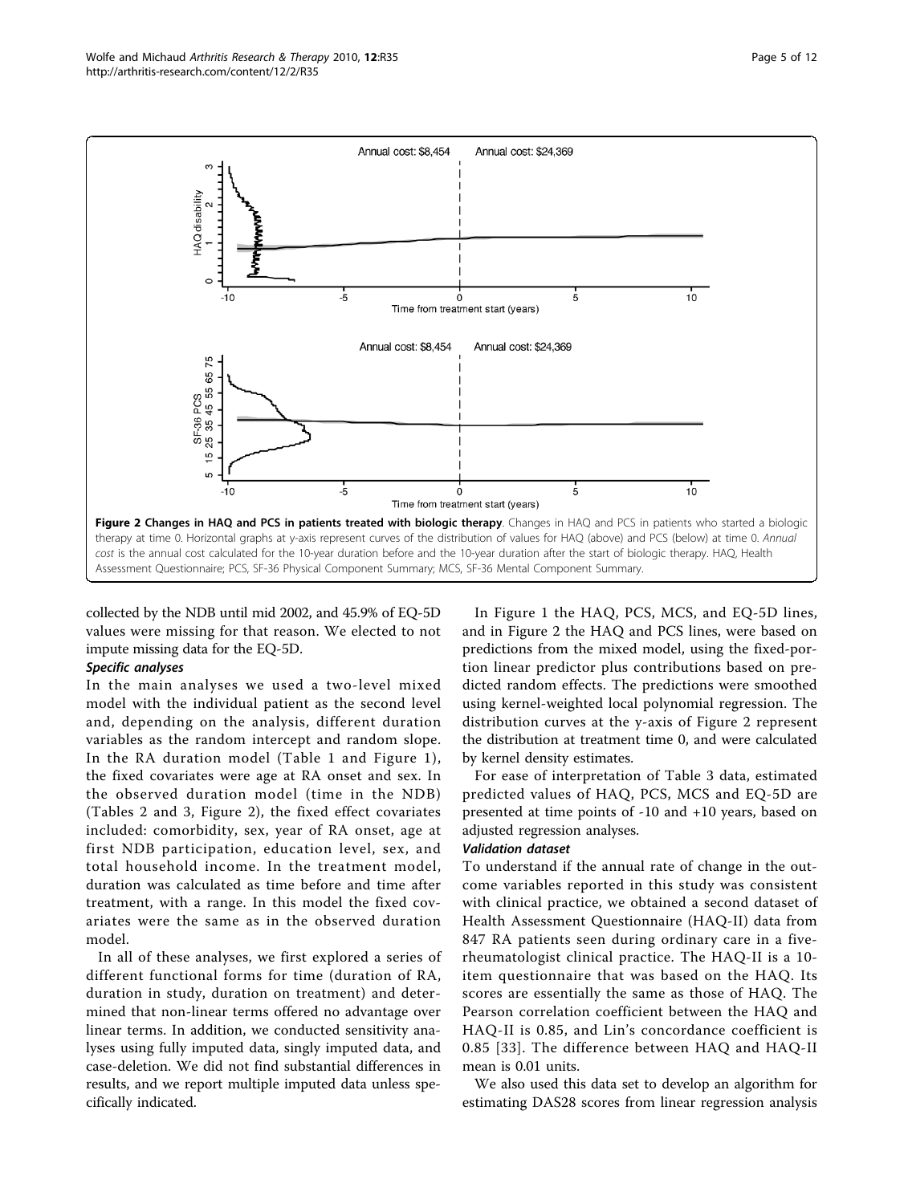**Figure 2 Changes in HAQ and PCS in patients treated with biologic therapy**. Changes in HAQ and PCS in patients who started a biologic therapy at time 0. Horizontal graphs at y-axis represent curves of the distribution of values for HAQ (above) and PCS (below) at time 0. *Annual cost* is the annual cost calculated for the 10-year duration before and the 10-year duration after the start of biologic therapy. HAQ, Health Assessment Questionnaire; PCS, SF-36 Physical Component Summary; MCS, SF-36 Mental Component Summary.

collected by the NDB until mid 2002, and 45.9% of EQ-5D values were missing for that reason. We elected to not impute missing data for the EQ-5D.

### *Specific analyses*

In the main analyses we used a two-level mixed model with the individual patient as the second level and, depending on the analysis, different duration variables as the random intercept and random slope. In the RA duration model (Table 1 and Figure 1), the fixed covariates were age at RA onset and sex. In the observed duration model (time in the NDB) (Tables 2 and 3, Figure 2), the fixed effect covariates included: comorbidity, sex, year of RA onset, age at first NDB participation, education level, sex, and total household income. In the treatment model, duration was calculated as time before and time after treatment, with a range. In this model the fixed covariates were the same as in the observed duration model.

In all of these analyses, we first explored a series of different functional forms for time (duration of RA, duration in study, duration on treatment) and determined that non-linear terms offered no advantage over linear terms. In addition, we conducted sensitivity analyses using fully imputed data, singly imputed data, and case-deletion. We did not find substantial differences in results, and we report multiple imputed data unless specifically indicated.

In Figure 1 the HAQ, PCS, MCS, and EQ-5D lines, and in Figure 2 the HAQ and PCS lines, were based on predictions from the mixed model, using the fixed-portion linear predictor plus contributions based on predicted random effects. The predictions were smoothed using kernel-weighted local polynomial regression. The distribution curves at the y-axis of Figure 2 represent the distribution at treatment time 0, and were calculated by kernel density estimates.

For ease of interpretation of Table 3 data, estimated predicted values of HAQ, PCS, MCS and EQ-5D are presented at time points of -10 and +10 years, based on adjusted regression analyses.

### *Validation dataset*

To understand if the annual rate of change in the outcome variables reported in this study was consistent with clinical practice, we obtained a second dataset of Health Assessment Questionnaire (HAQ-II) data from 847 RA patients seen during ordinary care in a five-rheumatologist clinical practice. The HAQ-II is a 10-item questionnaire that was based on the HAQ. Its scores are essentially the same as those of HAQ. The Pearson correlation coefficient between the HAQ and HAQ-II is 0.85, and Lin's concordance coefficient is 0.85 [33]. The difference between HAQ and HAQ-II mean is 0.01 units.

We also used this data set to develop an algorithm for estimating DAS28 scores from linear regression analysis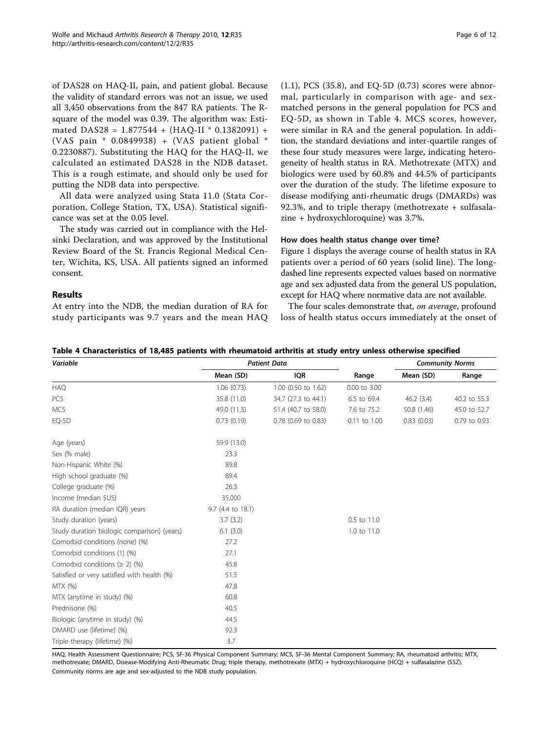of DAS28 on HAQ-II, pain, and patient global. Because the validity of standard errors was not an issue, we used all 3,450 observations from the 847 RA patients. The R-square of the model was 0.39. The algorithm was: Estimated DAS28 = 1.877544 + (HAQ-II * 0.1382091) + (VAS pain * 0.0849938) + (VAS patient global * 0.2230887). Substituting the HAQ for the HAQ-II, we calculated an estimated DAS28 in the NDB dataset. This is a rough estimate, and should only be used for putting the NDB data into perspective.

All data were analyzed using Stata 11.0 (Stata Corporation, College Station, TX, USA). Statistical significance was set at the 0.05 level.

The study was carried out in compliance with the Helsinki Declaration, and was approved by the Institutional Review Board of the St. Francis Regional Medical Center, Wichita, KS, USA. All patients signed an informed consent.

## Results

At entry into the NDB, the median duration of RA for study participants was 9.7 years and the mean HAQ (1.1), PCS (35.8), and EQ-5D (0.73) scores were abnormal, particularly in comparison with age- and sex-matched persons in the general population for PCS and EQ-5D, as shown in Table 4. MCS scores, however, were similar in RA and the general population. In addition, the standard deviations and inter-quartile ranges of these four study measures were large, indicating heterogeneity of health status in RA. Methotrexate (MTX) and biologics were used by 60.8% and 44.5% of participants over the duration of the study. The lifetime exposure to disease modifying anti-rheumatic drugs (DMARDs) was 92.3%, and to triple therapy (methotrexate + sulfasalazine + hydroxychloroquine) was 3.7%.

### How does health status change over time?

Figure 1 displays the average course of health status in RA patients over a period of 60 years (solid line). The long-dashed line represents expected values based on normative age and sex adjusted data from the general US population, except for HAQ where normative data are not available.

The four scales demonstrate that, *on average*, profound loss of health status occurs immediately at the onset of

**Table 4 Characteristics of 18,485 patients with rheumatoid arthritis at study entry unless otherwise specified**

| *Variable* | *Patient Data* | | | *Community Norms* | |
|---|---|---|---|---|---|
| | Mean (SD) | IQR | Range | Mean (SD) | Range |
| HAQ | 1.06 (0.73) | 1.00 (0.50 to 1.62) | 0.00 to 3.00 | | |
| PCS | 35.8 (11.0) | 34.7 (27.3 to 44.1) | 6.5 to 69.4 | 46.2 (3.4) | 40.2 to 55.3 |
| MCS | 49.0 (11.3) | 51.4 (40.7 to 58.0) | 7.6 to 75.2 | 50.8 (1.46) | 45.0 to 52.7 |
| EQ-5D | 0.73 (0.19) | 0.78 (0.69 to 0.83) | -0.11 to 1.00 | 0.83 (0.03) | 0.79 to 0.93 |
| Age (years) | 59.9 (13.0) | | | | |
| Sex (% male) | 23.3 | | | | |
| Non-Hispanic White (%) | 89.8 | | | | |
| High school graduate (%) | 89.4 | | | | |
| College graduate (%) | 26.3 | | | | |
| Income (median $US) | 35,000 | | | | |
| RA duration (median IQR) years | 9.7 (4.4 to 18.1) | | | | |
| Study duration (years) | 3.7 (3.2) | | 0.5 to 11.0 | | |
| Study duration biologic comparison) (years) | 6.1 (3.0) | | 1.0 to 11.0 | | |
| Comorbid conditions (none) (%) | 27.2 | | | | |
| Comorbid conditions (1) (%) | 27.1 | | | | |
| Comorbid conditions (≥ 2) (%) | 45.8 | | | | |
| Satisfied or very satisfied with health (%) | 51.5 | | | | |
| MTX (%) | 47.8 | | | | |
| MTX (anytime in study) (%) | 60.8 | | | | |
| Prednisone (%) | 40.5 | | | | |
| Biologic (anytime in study) (%) | 44.5 | | | | |
| DMARD use (lifetime) (%) | 92.3 | | | | |
| Triple therapy (lifetime) (%) | 3.7 | | | | |

HAQ, Health Assessment Questionnaire; PCS, SF-36 Physical Component Summary; MCS, SF-36 Mental Component Summary; RA, rheumatoid arthritis; MTX, methotrexate; DMARD, Disease-Modifying Anti-Rheumatic Drug; triple therapy, methotrexate (MTX) + hydroxychloroquine (HCQ) + sulfasalazine (SSZ). Community norms are age and sex-adjusted to the NDB study population.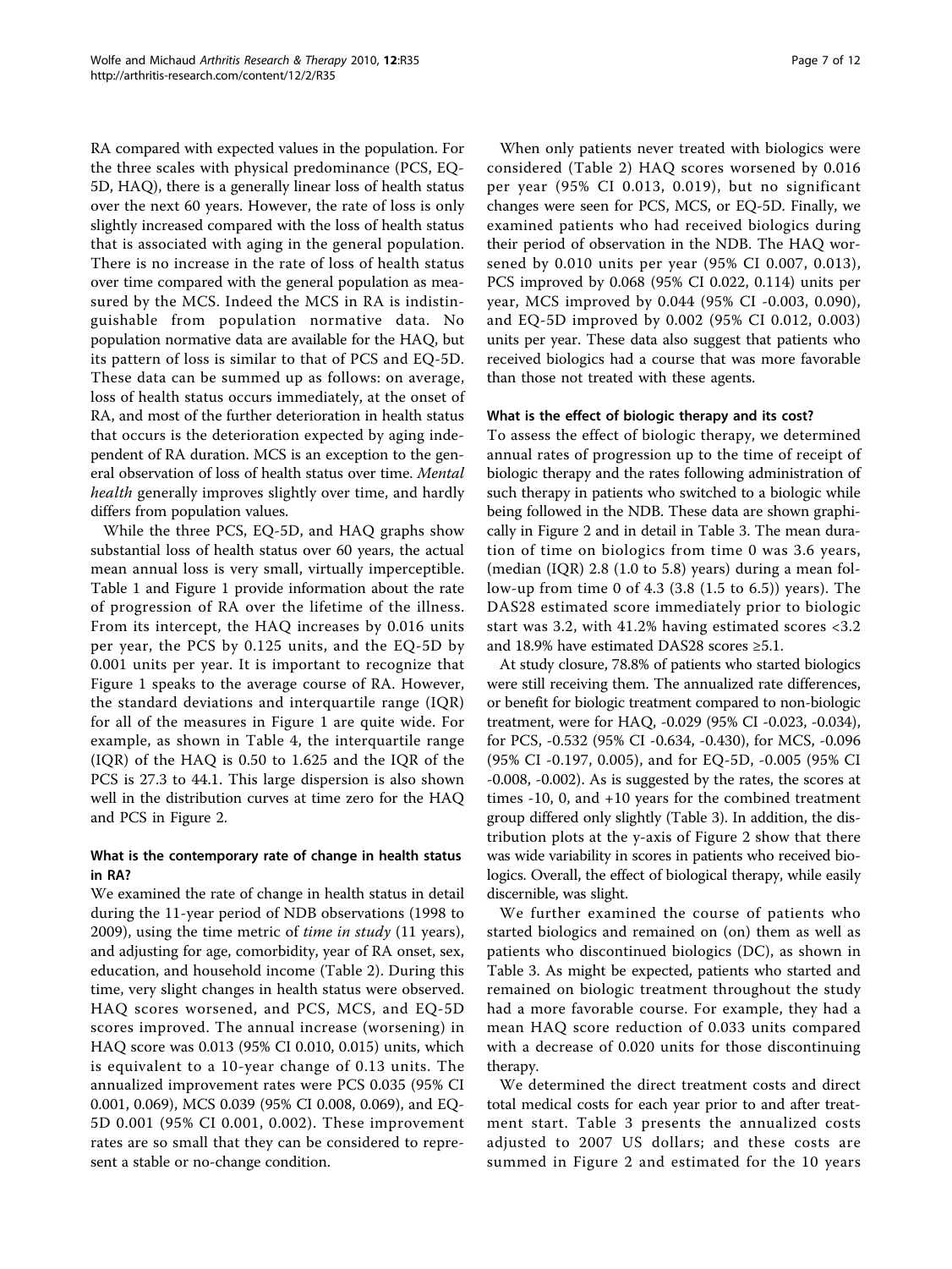RA compared with expected values in the population. For the three scales with physical predominance (PCS, EQ-5D, HAQ), there is a generally linear loss of health status over the next 60 years. However, the rate of loss is only slightly increased compared with the loss of health status that is associated with aging in the general population. There is no increase in the rate of loss of health status over time compared with the general population as measured by the MCS. Indeed the MCS in RA is indistinguishable from population normative data. No population normative data are available for the HAQ, but its pattern of loss is similar to that of PCS and EQ-5D. These data can be summed up as follows: on average, loss of health status occurs immediately, at the onset of RA, and most of the further deterioration in health status that occurs is the deterioration expected by aging independent of RA duration. MCS is an exception to the general observation of loss of health status over time. *Mental health* generally improves slightly over time, and hardly differs from population values.

While the three PCS, EQ-5D, and HAQ graphs show substantial loss of health status over 60 years, the actual mean annual loss is very small, virtually imperceptible. Table 1 and Figure 1 provide information about the rate of progression of RA over the lifetime of the illness. From its intercept, the HAQ increases by 0.016 units per year, the PCS by 0.125 units, and the EQ-5D by 0.001 units per year. It is important to recognize that Figure 1 speaks to the average course of RA. However, the standard deviations and interquartile range (IQR) for all of the measures in Figure 1 are quite wide. For example, as shown in Table 4, the interquartile range (IQR) of the HAQ is 0.50 to 1.625 and the IQR of the PCS is 27.3 to 44.1. This large dispersion is also shown well in the distribution curves at time zero for the HAQ and PCS in Figure 2.

### What is the contemporary rate of change in health status in RA?

We examined the rate of change in health status in detail during the 11-year period of NDB observations (1998 to 2009), using the time metric of *time in study* (11 years), and adjusting for age, comorbidity, year of RA onset, sex, education, and household income (Table 2). During this time, very slight changes in health status were observed. HAQ scores worsened, and PCS, MCS, and EQ-5D scores improved. The annual increase (worsening) in HAQ score was 0.013 (95% CI 0.010, 0.015) units, which is equivalent to a 10-year change of 0.13 units. The annualized improvement rates were PCS 0.035 (95% CI 0.001, 0.069), MCS 0.039 (95% CI 0.008, 0.069), and EQ-5D 0.001 (95% CI 0.001, 0.002). These improvement rates are so small that they can be considered to represent a stable or no-change condition.

When only patients never treated with biologics were considered (Table 2) HAQ scores worsened by 0.016 per year (95% CI 0.013, 0.019), but no significant changes were seen for PCS, MCS, or EQ-5D. Finally, we examined patients who had received biologics during their period of observation in the NDB. The HAQ worsened by 0.010 units per year (95% CI 0.007, 0.013), PCS improved by 0.068 (95% CI 0.022, 0.114) units per year, MCS improved by 0.044 (95% CI -0.003, 0.090), and EQ-5D improved by 0.002 (95% CI 0.012, 0.003) units per year. These data also suggest that patients who received biologics had a course that was more favorable than those not treated with these agents.

### What is the effect of biologic therapy and its cost?

To assess the effect of biologic therapy, we determined annual rates of progression up to the time of receipt of biologic therapy and the rates following administration of such therapy in patients who switched to a biologic while being followed in the NDB. These data are shown graphically in Figure 2 and in detail in Table 3. The mean duration of time on biologics from time 0 was 3.6 years, (median (IQR) 2.8 (1.0 to 5.8) years) during a mean follow-up from time 0 of 4.3 (3.8 (1.5 to 6.5)) years). The DAS28 estimated score immediately prior to biologic start was 3.2, with 41.2% having estimated scores <3.2 and 18.9% have estimated DAS28 scores ≥5.1.

At study closure, 78.8% of patients who started biologics were still receiving them. The annualized rate differences, or benefit for biologic treatment compared to non-biologic treatment, were for HAQ, -0.029 (95% CI -0.023, -0.034), for PCS, -0.532 (95% CI -0.634, -0.430), for MCS, -0.096 (95% CI -0.197, 0.005), and for EQ-5D, -0.005 (95% CI -0.008, -0.002). As is suggested by the rates, the scores at times -10, 0, and +10 years for the combined treatment group differed only slightly (Table 3). In addition, the distribution plots at the y-axis of Figure 2 show that there was wide variability in scores in patients who received biologics. Overall, the effect of biological therapy, while easily discernible, was slight.

We further examined the course of patients who started biologics and remained on (on) them as well as patients who discontinued biologics (DC), as shown in Table 3. As might be expected, patients who started and remained on biologic treatment throughout the study had a more favorable course. For example, they had a mean HAQ score reduction of 0.033 units compared with a decrease of 0.020 units for those discontinuing therapy.

We determined the direct treatment costs and direct total medical costs for each year prior to and after treatment start. Table 3 presents the annualized costs adjusted to 2007 US dollars; and these costs are summed in Figure 2 and estimated for the 10 years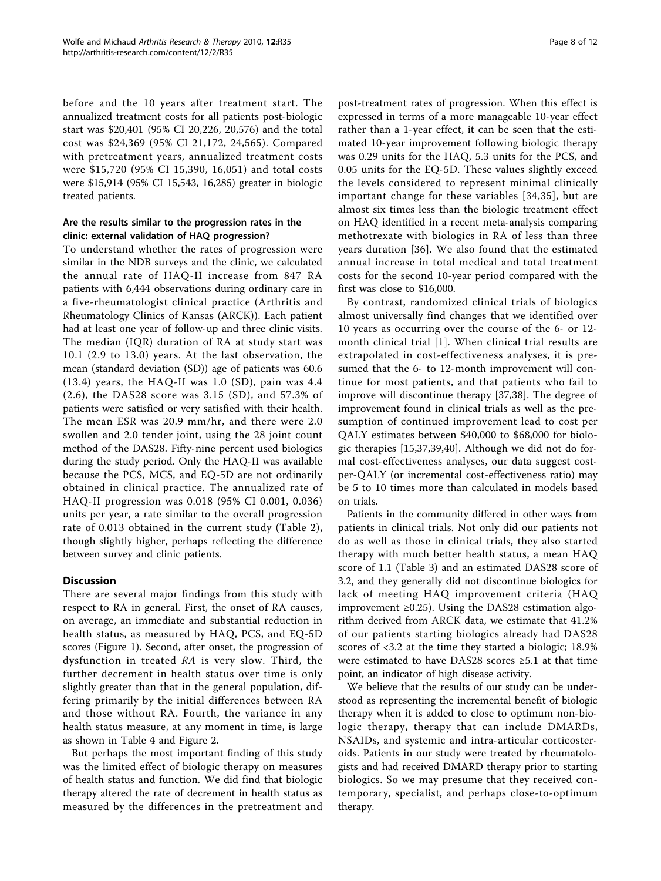before and the 10 years after treatment start. The annualized treatment costs for all patients post-biologic start was $20,401 (95% CI 20,226, 20,576) and the total cost was $24,369 (95% CI 21,172, 24,565). Compared with pretreatment years, annualized treatment costs were $15,720 (95% CI 15,390, 16,051) and total costs were $15,914 (95% CI 15,543, 16,285) greater in biologic treated patients.

### Are the results similar to the progression rates in the clinic: external validation of HAQ progression?

To understand whether the rates of progression were similar in the NDB surveys and the clinic, we calculated the annual rate of HAQ-II increase from 847 RA patients with 6,444 observations during ordinary care in a five-rheumatologist clinical practice (Arthritis and Rheumatology Clinics of Kansas (ARCK)). Each patient had at least one year of follow-up and three clinic visits. The median (IQR) duration of RA at study start was 10.1 (2.9 to 13.0) years. At the last observation, the mean (standard deviation (SD)) age of patients was 60.6 (13.4) years, the HAQ-II was 1.0 (SD), pain was 4.4 (2.6), the DAS28 score was 3.15 (SD), and 57.3% of patients were satisfied or very satisfied with their health. The mean ESR was 20.9 mm/hr, and there were 2.0 swollen and 2.0 tender joint, using the 28 joint count method of the DAS28. Fifty-nine percent used biologics during the study period. Only the HAQ-II was available because the PCS, MCS, and EQ-5D are not ordinarily obtained in clinical practice. The annualized rate of HAQ-II progression was 0.018 (95% CI 0.001, 0.036) units per year, a rate similar to the overall progression rate of 0.013 obtained in the current study (Table 2), though slightly higher, perhaps reflecting the difference between survey and clinic patients.

## Discussion

There are several major findings from this study with respect to RA in general. First, the onset of RA causes, on average, an immediate and substantial reduction in health status, as measured by HAQ, PCS, and EQ-5D scores (Figure 1). Second, after onset, the progression of dysfunction in treated *RA* is very slow. Third, the further decrement in health status over time is only slightly greater than that in the general population, differing primarily by the initial differences between RA and those without RA. Fourth, the variance in any health status measure, at any moment in time, is large as shown in Table 4 and Figure 2.

But perhaps the most important finding of this study was the limited effect of biologic therapy on measures of health status and function. We did find that biologic therapy altered the rate of decrement in health status as measured by the differences in the pretreatment and post-treatment rates of progression. When this effect is expressed in terms of a more manageable 10-year effect rather than a 1-year effect, it can be seen that the estimated 10-year improvement following biologic therapy was 0.29 units for the HAQ, 5.3 units for the PCS, and 0.05 units for the EQ-5D. These values slightly exceed the levels considered to represent minimal clinically important change for these variables [34,35], but are almost six times less than the biologic treatment effect on HAQ identified in a recent meta-analysis comparing methotrexate with biologics in RA of less than three years duration [36]. We also found that the estimated annual increase in total medical and total treatment costs for the second 10-year period compared with the first was close to $16,000.

By contrast, randomized clinical trials of biologics almost universally find changes that we identified over 10 years as occurring over the course of the 6- or 12-month clinical trial [1]. When clinical trial results are extrapolated in cost-effectiveness analyses, it is presumed that the 6- to 12-month improvement will continue for most patients, and that patients who fail to improve will discontinue therapy [37,38]. The degree of improvement found in clinical trials as well as the presumption of continued improvement lead to cost per QALY estimates between $40,000 to $68,000 for biologic therapies [15,37,39,40]. Although we did not do formal cost-effectiveness analyses, our data suggest cost-per-QALY (or incremental cost-effectiveness ratio) may be 5 to 10 times more than calculated in models based on trials.

Patients in the community differed in other ways from patients in clinical trials. Not only did our patients not do as well as those in clinical trials, they also started therapy with much better health status, a mean HAQ score of 1.1 (Table 3) and an estimated DAS28 score of 3.2, and they generally did not discontinue biologics for lack of meeting HAQ improvement criteria (HAQ improvement ≥0.25). Using the DAS28 estimation algorithm derived from ARCK data, we estimate that 41.2% of our patients starting biologics already had DAS28 scores of <3.2 at the time they started a biologic; 18.9% were estimated to have DAS28 scores ≥5.1 at that time point, an indicator of high disease activity.

We believe that the results of our study can be understood as representing the incremental benefit of biologic therapy when it is added to close to optimum non-biologic therapy, therapy that can include DMARDs, NSAIDs, and systemic and intra-articular corticosteroids. Patients in our study were treated by rheumatologists and had received DMARD therapy prior to starting biologics. So we may presume that they received contemporary, specialist, and perhaps close-to-optimum therapy.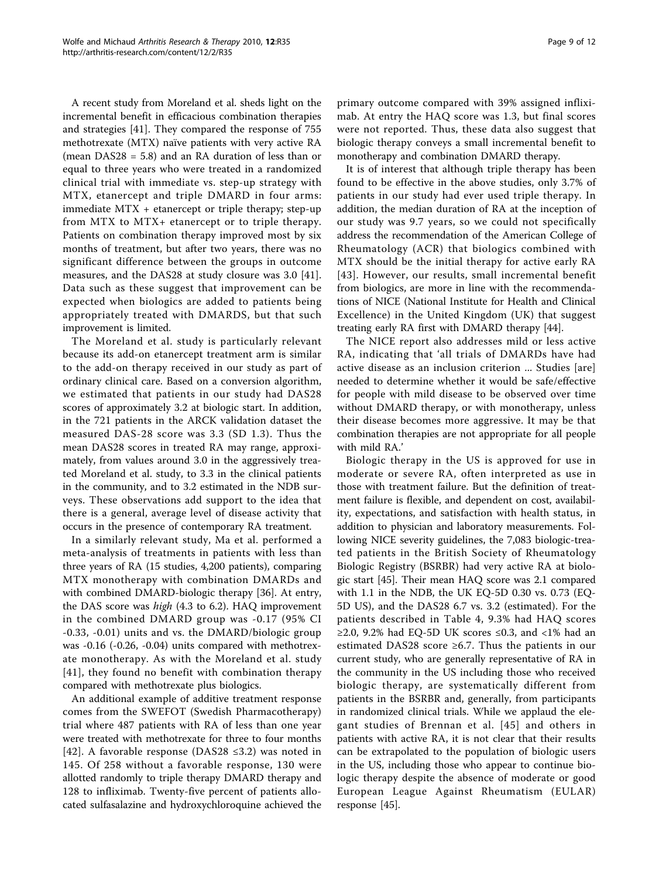A recent study from Moreland et al. sheds light on the incremental benefit in efficacious combination therapies and strategies [41]. They compared the response of 755 methotrexate (MTX) naïve patients with very active RA (mean DAS28 = 5.8) and an RA duration of less than or equal to three years who were treated in a randomized clinical trial with immediate vs. step-up strategy with MTX, etanercept and triple DMARD in four arms: immediate MTX + etanercept or triple therapy; step-up from MTX to MTX+ etanercept or to triple therapy. Patients on combination therapy improved most by six months of treatment, but after two years, there was no significant difference between the groups in outcome measures, and the DAS28 at study closure was 3.0 [41]. Data such as these suggest that improvement can be expected when biologics are added to patients being appropriately treated with DMARDS, but that such improvement is limited.

The Moreland et al. study is particularly relevant because its add-on etanercept treatment arm is similar to the add-on therapy received in our study as part of ordinary clinical care. Based on a conversion algorithm, we estimated that patients in our study had DAS28 scores of approximately 3.2 at biologic start. In addition, in the 721 patients in the ARCK validation dataset the measured DAS-28 score was 3.3 (SD 1.3). Thus the mean DAS28 scores in treated RA may range, approximately, from values around 3.0 in the aggressively treated Moreland et al. study, to 3.3 in the clinical patients in the community, and to 3.2 estimated in the NDB surveys. These observations add support to the idea that there is a general, average level of disease activity that occurs in the presence of contemporary RA treatment.

In a similarly relevant study, Ma et al. performed a meta-analysis of treatments in patients with less than three years of RA (15 studies, 4,200 patients), comparing MTX monotherapy with combination DMARDs and with combined DMARD-biologic therapy [36]. At entry, the DAS score was *high* (4.3 to 6.2). HAQ improvement in the combined DMARD group was -0.17 (95% CI -0.33, -0.01) units and vs. the DMARD/biologic group was -0.16 (-0.26, -0.04) units compared with methotrexate monotherapy. As with the Moreland et al. study [41], they found no benefit with combination therapy compared with methotrexate plus biologics.

An additional example of additive treatment response comes from the SWEFOT (Swedish Pharmacotherapy) trial where 487 patients with RA of less than one year were treated with methotrexate for three to four months [42]. A favorable response (DAS28 ≤3.2) was noted in 145. Of 258 without a favorable response, 130 were allotted randomly to triple therapy DMARD therapy and 128 to infliximab. Twenty-five percent of patients allocated sulfasalazine and hydroxychloroquine achieved the primary outcome compared with 39% assigned infliximab. At entry the HAQ score was 1.3, but final scores were not reported. Thus, these data also suggest that biologic therapy conveys a small incremental benefit to monotherapy and combination DMARD therapy.

It is of interest that although triple therapy has been found to be effective in the above studies, only 3.7% of patients in our study had ever used triple therapy. In addition, the median duration of RA at the inception of our study was 9.7 years, so we could not specifically address the recommendation of the American College of Rheumatology (ACR) that biologics combined with MTX should be the initial therapy for active early RA [43]. However, our results, small incremental benefit from biologics, are more in line with the recommendations of NICE (National Institute for Health and Clinical Excellence) in the United Kingdom (UK) that suggest treating early RA first with DMARD therapy [44].

The NICE report also addresses mild or less active RA, indicating that 'all trials of DMARDs have had active disease as an inclusion criterion ... Studies [are] needed to determine whether it would be safe/effective for people with mild disease to be observed over time without DMARD therapy, or with monotherapy, unless their disease becomes more aggressive. It may be that combination therapies are not appropriate for all people with mild RA.'

Biologic therapy in the US is approved for use in moderate or severe RA, often interpreted as use in those with treatment failure. But the definition of treatment failure is flexible, and dependent on cost, availability, expectations, and satisfaction with health status, in addition to physician and laboratory measurements. Following NICE severity guidelines, the 7,083 biologic-treated patients in the British Society of Rheumatology Biologic Registry (BSRBR) had very active RA at biologic start [45]. Their mean HAQ score was 2.1 compared with 1.1 in the NDB, the UK EQ-5D 0.30 vs. 0.73 (EQ-5D US), and the DAS28 6.7 vs. 3.2 (estimated). For the patients described in Table 4, 9.3% had HAQ scores ≥2.0, 9.2% had EQ-5D UK scores ≤0.3, and <1% had an estimated DAS28 score ≥6.7. Thus the patients in our current study, who are generally representative of RA in the community in the US including those who received biologic therapy, are systematically different from patients in the BSRBR and, generally, from participants in randomized clinical trials. While we applaud the elegant studies of Brennan et al. [45] and others in patients with active RA, it is not clear that their results can be extrapolated to the population of biologic users in the US, including those who appear to continue biologic therapy despite the absence of moderate or good European League Against Rheumatism (EULAR) response [45].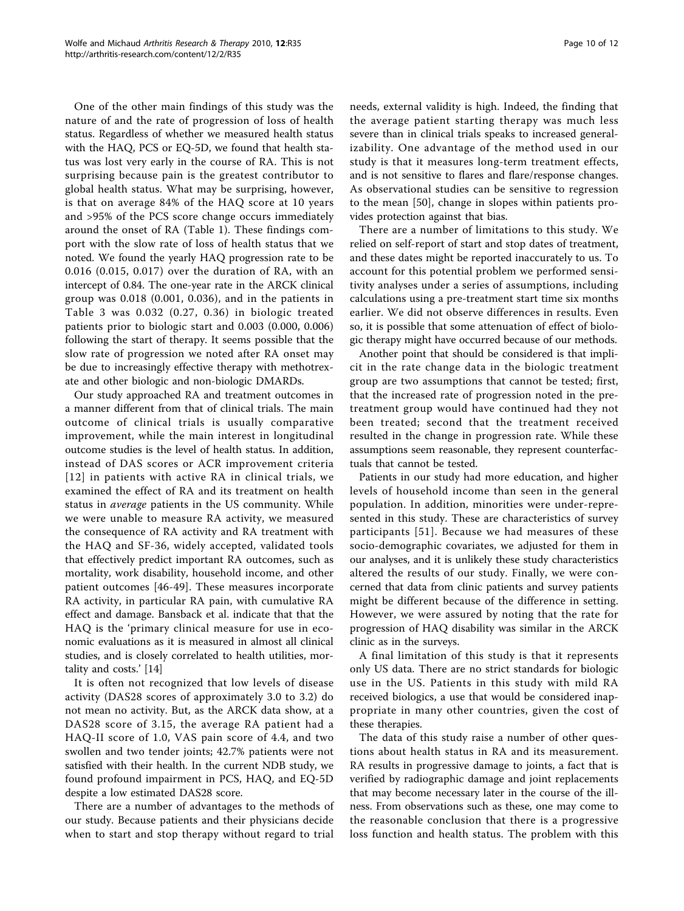One of the other main findings of this study was the nature of and the rate of progression of loss of health status. Regardless of whether we measured health status with the HAQ, PCS or EQ-5D, we found that health status was lost very early in the course of RA. This is not surprising because pain is the greatest contributor to global health status. What may be surprising, however, is that on average 84% of the HAQ score at 10 years and >95% of the PCS score change occurs immediately around the onset of RA (Table 1). These findings comport with the slow rate of loss of health status that we noted. We found the yearly HAQ progression rate to be 0.016 (0.015, 0.017) over the duration of RA, with an intercept of 0.84. The one-year rate in the ARCK clinical group was 0.018 (0.001, 0.036), and in the patients in Table 3 was 0.032 (0.27, 0.36) in biologic treated patients prior to biologic start and 0.003 (0.000, 0.006) following the start of therapy. It seems possible that the slow rate of progression we noted after RA onset may be due to increasingly effective therapy with methotrexate and other biologic and non-biologic DMARDs.

Our study approached RA and treatment outcomes in a manner different from that of clinical trials. The main outcome of clinical trials is usually comparative improvement, while the main interest in longitudinal outcome studies is the level of health status. In addition, instead of DAS scores or ACR improvement criteria [12] in patients with active RA in clinical trials, we examined the effect of RA and its treatment on health status in *average* patients in the US community. While we were unable to measure RA activity, we measured the consequence of RA activity and RA treatment with the HAQ and SF-36, widely accepted, validated tools that effectively predict important RA outcomes, such as mortality, work disability, household income, and other patient outcomes [46-49]. These measures incorporate RA activity, in particular RA pain, with cumulative RA effect and damage. Bansback et al. indicate that that the HAQ is the 'primary clinical measure for use in economic evaluations as it is measured in almost all clinical studies, and is closely correlated to health utilities, mortality and costs.' [14]

It is often not recognized that low levels of disease activity (DAS28 scores of approximately 3.0 to 3.2) do not mean no activity. But, as the ARCK data show, at a DAS28 score of 3.15, the average RA patient had a HAQ-II score of 1.0, VAS pain score of 4.4, and two swollen and two tender joints; 42.7% patients were not satisfied with their health. In the current NDB study, we found profound impairment in PCS, HAQ, and EQ-5D despite a low estimated DAS28 score.

There are a number of advantages to the methods of our study. Because patients and their physicians decide when to start and stop therapy without regard to trial needs, external validity is high. Indeed, the finding that the average patient starting therapy was much less severe than in clinical trials speaks to increased generalizability. One advantage of the method used in our study is that it measures long-term treatment effects, and is not sensitive to flares and flare/response changes. As observational studies can be sensitive to regression to the mean [50], change in slopes within patients provides protection against that bias.

There are a number of limitations to this study. We relied on self-report of start and stop dates of treatment, and these dates might be reported inaccurately to us. To account for this potential problem we performed sensitivity analyses under a series of assumptions, including calculations using a pre-treatment start time six months earlier. We did not observe differences in results. Even so, it is possible that some attenuation of effect of biologic therapy might have occurred because of our methods.

Another point that should be considered is that implicit in the rate change data in the biologic treatment group are two assumptions that cannot be tested; first, that the increased rate of progression noted in the pre-treatment group would have continued had they not been treated; second that the treatment received resulted in the change in progression rate. While these assumptions seem reasonable, they represent counterfactuals that cannot be tested.

Patients in our study had more education, and higher levels of household income than seen in the general population. In addition, minorities were under-represented in this study. These are characteristics of survey participants [51]. Because we had measures of these socio-demographic covariates, we adjusted for them in our analyses, and it is unlikely these study characteristics altered the results of our study. Finally, we were concerned that data from clinic patients and survey patients might be different because of the difference in setting. However, we were assured by noting that the rate for progression of HAQ disability was similar in the ARCK clinic as in the surveys.

A final limitation of this study is that it represents only US data. There are no strict standards for biologic use in the US. Patients in this study with mild RA received biologics, a use that would be considered inappropriate in many other countries, given the cost of these therapies.

The data of this study raise a number of other questions about health status in RA and its measurement. RA results in progressive damage to joints, a fact that is verified by radiographic damage and joint replacements that may become necessary later in the course of the illness. From observations such as these, one may come to the reasonable conclusion that there is a progressive loss function and health status. The problem with this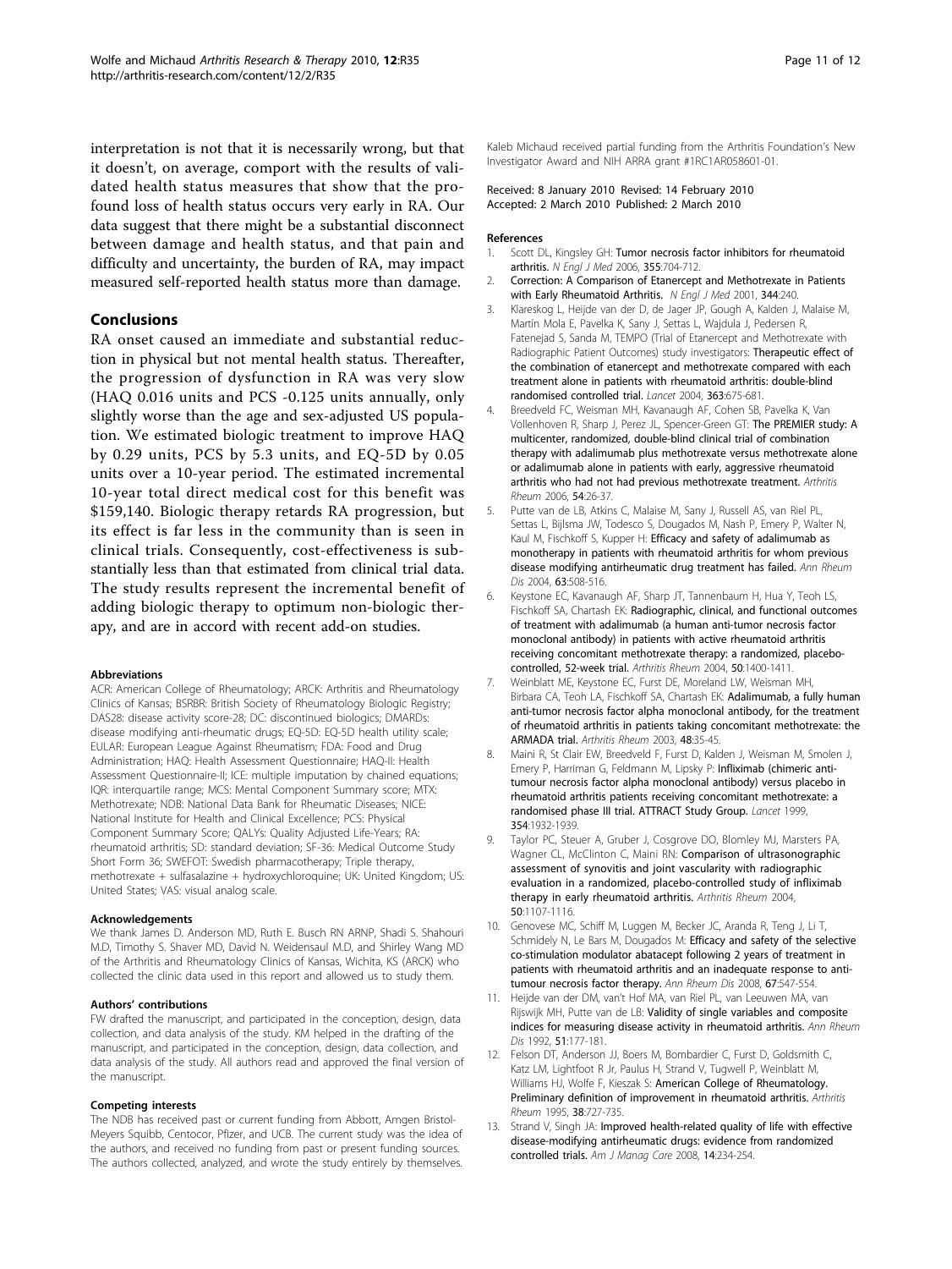interpretation is not that it is necessarily wrong, but that it doesn't, on average, comport with the results of validated health status measures that show that the profound loss of health status occurs very early in RA. Our data suggest that there might be a substantial disconnect between damage and health status, and that pain and difficulty and uncertainty, the burden of RA, may impact measured self-reported health status more than damage.

## Conclusions

RA onset caused an immediate and substantial reduction in physical but not mental health status. Thereafter, the progression of dysfunction in RA was very slow (HAQ 0.016 units and PCS -0.125 units annually, only slightly worse than the age and sex-adjusted US population. We estimated biologic treatment to improve HAQ by 0.29 units, PCS by 5.3 units, and EQ-5D by 0.05 units over a 10-year period. The estimated incremental 10-year total direct medical cost for this benefit was $159,140. Biologic therapy retards RA progression, but its effect is far less in the community than is seen in clinical trials. Consequently, cost-effectiveness is substantially less than that estimated from clinical trial data. The study results represent the incremental benefit of adding biologic therapy to optimum non-biologic therapy, and are in accord with recent add-on studies.

#### Abbreviations

ACR: American College of Rheumatology; ARCK: Arthritis and Rheumatology Clinics of Kansas; BSRBR: British Society of Rheumatology Biologic Registry; DAS28: disease activity score-28; DC: discontinued biologics; DMARDs: disease modifying anti-rheumatic drugs; EQ-5D: EQ-5D health utility scale; EULAR: European League Against Rheumatism; FDA: Food and Drug Administration; HAQ: Health Assessment Questionnaire; HAQ-II: Health Assessment Questionnaire-II; ICE: multiple imputation by chained equations; IQR: interquartile range; MCS: Mental Component Summary score; MTX: Methotrexate; NDB: National Data Bank for Rheumatic Diseases; NICE: National Institute for Health and Clinical Excellence; PCS: Physical Component Summary Score; QALYs: Quality Adjusted Life-Years; RA: rheumatoid arthritis; SD: standard deviation; SF-36: Medical Outcome Study Short Form 36; SWEFOT: Swedish pharmacotherapy; Triple therapy, methotrexate + sulfasalazine + hydroxychloroquine; UK: United Kingdom; US: United States; VAS: visual analog scale.

#### Acknowledgements

We thank James D. Anderson MD, Ruth E. Busch RN ARNP, Shadi S. Shahouri M.D, Timothy S. Shaver MD, David N. Weidensaul M.D, and Shirley Wang MD of the Arthritis and Rheumatology Clinics of Kansas, Wichita, KS (ARCK) who collected the clinic data used in this report and allowed us to study them.

#### Authors' contributions

FW drafted the manuscript, and participated in the conception, design, data collection, and data analysis of the study. KM helped in the drafting of the manuscript, and participated in the conception, design, data collection, and data analysis of the study. All authors read and approved the final version of the manuscript.

#### Competing interests

The NDB has received past or current funding from Abbott, Amgen Bristol-Meyers Squibb, Centocor, Pfizer, and UCB. The current study was the idea of the authors, and received no funding from past or present funding sources. The authors collected, analyzed, and wrote the study entirely by themselves. Kaleb Michaud received partial funding from the Arthritis Foundation's New Investigator Award and NIH ARRA grant #1RC1AR058601-01.

Received: 8 January 2010 Revised: 14 February 2010
Accepted: 2 March 2010 Published: 2 March 2010

#### References

1. Scott DL, Kingsley GH: **Tumor necrosis factor inhibitors for rheumatoid arthritis.** *N Engl J Med* 2006, **355**:704-712.
2. **Correction: A Comparison of Etanercept and Methotrexate in Patients with Early Rheumatoid Arthritis.** *N Engl J Med* 2001, **344**:240.
3. Klareskog L, Heijde van der D, de Jager JP, Gough A, Kalden J, Malaise M, Martín Mola E, Pavelka K, Sany J, Settas L, Wajdula J, Pedersen R, Fatenejad S, Sanda M, TEMPO (Trial of Etanercept and Methotrexate with Radiographic Patient Outcomes) study investigators: **Therapeutic effect of the combination of etanercept and methotrexate compared with each treatment alone in patients with rheumatoid arthritis: double-blind randomised controlled trial.** *Lancet* 2004, **363**:675-681.
4. Breedveld FC, Weisman MH, Kavanaugh AF, Cohen SB, Pavelka K, Van Vollenhoven R, Sharp J, Perez JL, Spencer-Green GT: **The PREMIER study: A multicenter, randomized, double-blind clinical trial of combination therapy with adalimumab plus methotrexate versus methotrexate alone or adalimumab alone in patients with early, aggressive rheumatoid arthritis who had not had previous methotrexate treatment.** *Arthritis Rheum* 2006, **54**:26-37.
5. Putte van de LB, Atkins C, Malaise M, Sany J, Russell AS, van Riel PL, Settas L, Bijlsma JW, Todesco S, Dougados M, Nash P, Emery P, Walter N, Kaul M, Fischkoff S, Kupper H: **Efficacy and safety of adalimumab as monotherapy in patients with rheumatoid arthritis for whom previous disease modifying antirheumatic drug treatment has failed.** *Ann Rheum Dis* 2004, **63**:508-516.
6. Keystone EC, Kavanaugh AF, Sharp JT, Tannenbaum H, Hua Y, Teoh LS, Fischkoff SA, Chartash EK: **Radiographic, clinical, and functional outcomes of treatment with adalimumab (a human anti-tumor necrosis factor monoclonal antibody) in patients with active rheumatoid arthritis receiving concomitant methotrexate therapy: a randomized, placebo-controlled, 52-week trial.** *Arthritis Rheum* 2004, **50**:1400-1411.
7. Weinblatt ME, Keystone EC, Furst DE, Moreland LW, Weisman MH, Birbara CA, Teoh LA, Fischkoff SA, Chartash EK: **Adalimumab, a fully human anti-tumor necrosis factor alpha monoclonal antibody, for the treatment of rheumatoid arthritis in patients taking concomitant methotrexate: the ARMADA trial.** *Arthritis Rheum* 2003, **48**:35-45.
8. Maini R, St Clair EW, Breedveld F, Furst D, Kalden J, Weisman M, Smolen J, Emery P, Harriman G, Feldmann M, Lipsky P: **Infliximab (chimeric anti-tumour necrosis factor alpha monoclonal antibody) versus placebo in rheumatoid arthritis patients receiving concomitant methotrexate: a randomised phase III trial. ATTRACT Study Group.** *Lancet* 1999, **354**:1932-1939.
9. Taylor PC, Steuer A, Gruber J, Cosgrove DO, Blomley MJ, Marsters PA, Wagner CL, McClinton C, Maini RN: **Comparison of ultrasonographic assessment of synovitis and joint vascularity with radiographic evaluation in a randomized, placebo-controlled study of infliximab therapy in early rheumatoid arthritis.** *Arthritis Rheum* 2004, **50**:1107-1116.
10. Genovese MC, Schiff M, Luggen M, Becker JC, Aranda R, Teng J, Li T, Schmidely N, Le Bars M, Dougados M: **Efficacy and safety of the selective co-stimulation modulator abatacept following 2 years of treatment in patients with rheumatoid arthritis and an inadequate response to anti-tumour necrosis factor therapy.** *Ann Rheum Dis* 2008, **67**:547-554.
11. Heijde van der DM, van't Hof MA, van Riel PL, van Leeuwen MA, van Rijswijk MH, Putte van de LB: **Validity of single variables and composite indices for measuring disease activity in rheumatoid arthritis.** *Ann Rheum Dis* 1992, **51**:177-181.
12. Felson DT, Anderson JJ, Boers M, Bombardier C, Furst D, Goldsmith C, Katz LM, Lightfoot R Jr, Paulus H, Strand V, Tugwell P, Weinblatt M, Williams HJ, Wolfe F, Kieszak S: **American College of Rheumatology. Preliminary definition of improvement in rheumatoid arthritis.** *Arthritis Rheum* 1995, **38**:727-735.
13. Strand V, Singh JA: **Improved health-related quality of life with effective disease-modifying antirheumatic drugs: evidence from randomized controlled trials.** *Am J Manag Care* 2008, **14**:234-254.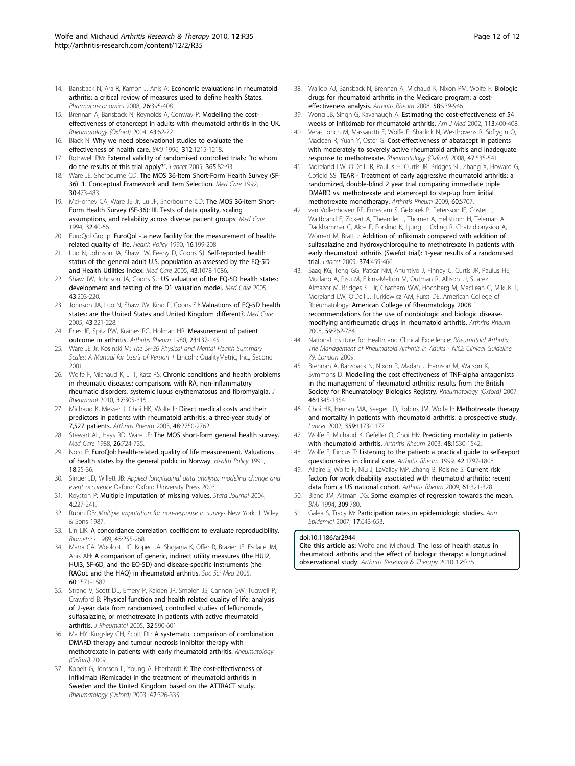14. Bansback N, Ara R, Karnon J, Anis A: **Economic evaluations in rheumatoid arthritis: a critical review of measures used to define health States.** *Pharmacoeconomics* 2008, **26**:395-408.
15. Brennan A, Bansback N, Reynolds A, Conway P: **Modelling the cost-effectiveness of etanercept in adults with rheumatoid arthritis in the UK.** *Rheumatology (Oxford)* 2004, **43**:62-72.
16. Black N: **Why we need observational studies to evaluate the effectiveness of health care.** *BMJ* 1996, **312**:1215-1218.
17. Rothwell PM: **External validity of randomised controlled trials: "to whom do the results of this trial apply?".** *Lancet* 2005, **365**:82-93.
18. Ware JE, Sherbourne CD: **The MOS 36-Item Short-Form Health Survey (SF-36) .1. Conceptual Framework and Item Selection.** *Med Care* 1992, **30**:473-483.
19. McHorney CA, Ware JE Jr, Lu JF, Sherbourne CD: **The MOS 36-item Short-Form Health Survey (SF-36): III. Tests of data quality, scaling assumptions, and reliability across diverse patient groups.** *Med Care* 1994, **32**:40-66.
20. EuroQol Group: **EuroQol - a new facility for the measurement of health-related quality of life.** *Health Policy* 1990, **16**:199-208.
21. Luo N, Johnson JA, Shaw JW, Feeny D, Coons SJ: **Self-reported health status of the general adult U.S. population as assessed by the EQ-5D and Health Utilities Index.** *Med Care* 2005, **43**:1078-1086.
22. Shaw JW, Johnson JA, Coons SJ: **US valuation of the EQ-5D health states: development and testing of the D1 valuation model.** *Med Care* 2005, **43**:203-220.
23. Johnson JA, Luo N, Shaw JW, Kind P, Coons SJ: **Valuations of EQ-5D health states: are the United States and United Kingdom different?.** *Med Care* 2005, **43**:221-228.
24. Fries JF, Spitz PW, Kraines RG, Holman HR: **Measurement of patient outcome in arthritis.** *Arthritis Rheum* 1980, **23**:137-145.
25. Ware JE Jr, Kosinski M: *The SF-36 Physical and Mental Health Summary Scales: A Manual for User's of Version 1* Lincoln: QualityMetric, Inc., Second 2001.
26. Wolfe F, Michaud K, Li T, Katz RS: **Chronic conditions and health problems in rheumatic diseases: comparisons with RA, non-inflammatory rheumatic disorders, systemic lupus erythematosus and fibromyalgia.** *J Rheumatol* 2010, **37**:305-315.
27. Michaud K, Messer J, Choi HK, Wolfe F: **Direct medical costs and their predictors in patients with rheumatoid arthritis: a three-year study of 7,527 patients.** *Arthritis Rheum* 2003, **48**:2750-2762.
28. Stewart AL, Hays RD, Ware JE: **The MOS short-form general health survey.** *Med Care* 1988, **26**:724-735.
29. Nord E: **EuroQol: health-related quality of life measurement. Valuations of health states by the general public in Norway.** *Health Policy* 1991, **18**:25-36.
30. Singer JD, Willett JB: *Applied longitudinal data analysis: modeling change and event occurence* Oxford: Oxford Uinversity Press 2003.
31. Royston P: **Multiple imputation of missing values.** *Stata Journal* 2004, **4**:227-241.
32. Rubin DB: *Multiple imputation for non-response in surveys* New York: J. Wiley & Sons 1987.
33. Lin LIK: **A concordance correlation coefficient to evaluate reproducibility.** *Biometrics* 1989, **45**:255-268.
34. Marra CA, Woolcott JC, Kopec JA, Shojania K, Offer R, Brazier JE, Esdaile JM, Anis AH: **A comparison of generic, indirect utility measures (the HUI2, HUI3, SF-6D, and the EQ-5D) and disease-specific instruments (the RAQoL and the HAQ) in rheumatoid arthritis.** *Soc Sci Med* 2005, **60**:1571-1582.
35. Strand V, Scott DL, Emery P, Kalden JR, Smolen JS, Cannon GW, Tugwell P, Crawford B: **Physical function and health related quality of life: analysis of 2-year data from randomized, controlled studies of leflunomide, sulfasalazine, or methotrexate in patients with active rheumatoid arthritis.** *J Rheumatol* 2005, **32**:590-601.
36. Ma HY, Kingsley GH, Scott DL: **A systematic comparison of combination DMARD therapy and tumour necrosis inhibitor therapy with methotrexate in patients with early rheumatoid arthritis.** *Rheumatology (Oxford)* 2009.
37. Kobelt G, Jonsson L, Young A, Eberhardt K: **The cost-effectiveness of infliximab (Remicade) in the treatment of rheumatoid arthritis in Sweden and the United Kingdom based on the ATTRACT study.** *Rheumatology (Oxford)* 2003, **42**:326-335.
38. Wailoo AJ, Bansback N, Brennan A, Michaud K, Nixon RM, Wolfe F: **Biologic drugs for rheumatoid arthritis in the Medicare program: a cost-effectiveness analysis.** *Arthritis Rheum* 2008, **58**:939-946.
39. Wong JB, Singh G, Kavanaugh A: **Estimating the cost-effectiveness of 54 weeks of infliximab for rheumatoid arthritis.** *Am J Med* 2002, **113**:400-408.
40. Vera-Llonch M, Massarotti E, Wolfe F, Shadick N, Westhovens R, Sofrygin O, Maclean R, Yuan Y, Oster G: **Cost-effectiveness of abatacept in patients with moderately to severely active rheumatoid arthritis and inadequate response to methotrexate.** *Rheumatology (Oxford)* 2008, **47**:535-541.
41. Moreland LW, O'Dell JR, Paulus H, Curtis JR, Bridges SL, Zhang X, Howard G, Cofield SS: **TEAR - Treatment of early aggressive rheumatoid arthritis: a randomized, double-blind 2 year trial comparing immediate triple DMARD vs. methotrexate and etanercept to step-up from initial methotrexate monotherapy.** *Arthritis Rheum* 2009, **60**:S707.
42. van Vollenhoven RF, Ernestam S, Geborek P, Petersson IF, Coster L, Waltbrand E, Zickert A, Theander J, Thorner A, Hellstrom H, Teleman A, Dackhammar C, Akre F, Forslind K, Ljung L, Oding R, Chatzidionysiou A, Wörnert M, Bratt J: **Addition of infliximab compared with addition of sulfasalazine and hydroxychloroquine to methotrexate in patients with early rheumatoid arthritis (Swefot trial): 1-year results of a randomised trial.** *Lancet* 2009, **374**:459-466.
43. Saag KG, Teng GG, Patkar NM, Anuntiyo J, Finney C, Curtis JR, Paulus HE, Mudano A, Pisu M, Elkins-Melton M, Outman R, Allison JJ, Suarez Almazor M, Bridges SL Jr, Chatham WW, Hochberg M, MacLean C, Mikuls T, Moreland LW, O'Dell J, Turkiewicz AM, Furst DE, American College of Rheumatology: **American College of Rheumatology 2008 recommendations for the use of nonbiologic and biologic disease-modifying antirheumatic drugs in rheumatoid arthritis.** *Arthritis Rheum* 2008, **59**:762-784.
44. National Institute for Health and Clinical Excellence: *Rheumatoid Arthritis: The Management of Rheumatoid Arthritis in Adults - NICE Clinical Guideline 79. London* 2009.
45. Brennan A, Bansback N, Nixon R, Madan J, Harrison M, Watson K, Symmons D: **Modelling the cost effectiveness of TNF-alpha antagonists in the management of rheumatoid arthritis: results from the British Society for Rheumatology Biologics Registry.** *Rheumatology (Oxford)* 2007, **46**:1345-1354.
46. Choi HK, Hernan MA, Seeger JD, Robins JM, Wolfe F: **Methotrexate therapy and mortality in patients with rheumatoid arthritis: a prospective study.** *Lancet* 2002, **359**:1173-1177.
47. Wolfe F, Michaud K, Gefeller O, Choi HK: **Predicting mortality in patients with rheumatoid arthritis.** *Arthritis Rheum* 2003, **48**:1530-1542.
48. Wolfe F, Pincus T: **Listening to the patient: a practical guide to self-report questionnaires in clinical care.** *Arthritis Rheum* 1999, **42**:1797-1808.
49. Allaire S, Wolfe F, Niu J, LaValley MP, Zhang B, Reisine S: **Current risk factors for work disability associated with rheumatoid arthritis: recent data from a US national cohort.** *Arthritis Rheum* 2009, **61**:321-328.
50. Bland JM, Altman DG: **Some examples of regression towards the mean.** *BMJ* 1994, **309**:780.
51. Galea S, Tracy M: **Participation rates in epidemiologic studies.** *Ann Epidemiol* 2007, **17**:643-653.

doi:10.1186/ar2944

**Cite this article as:** Wolfe and Michaud: The loss of health status in rheumatoid arthritis and the effect of biologic therapy: a longitudinal observational study. *Arthritis Research & Therapy* 2010 **12**:R35.